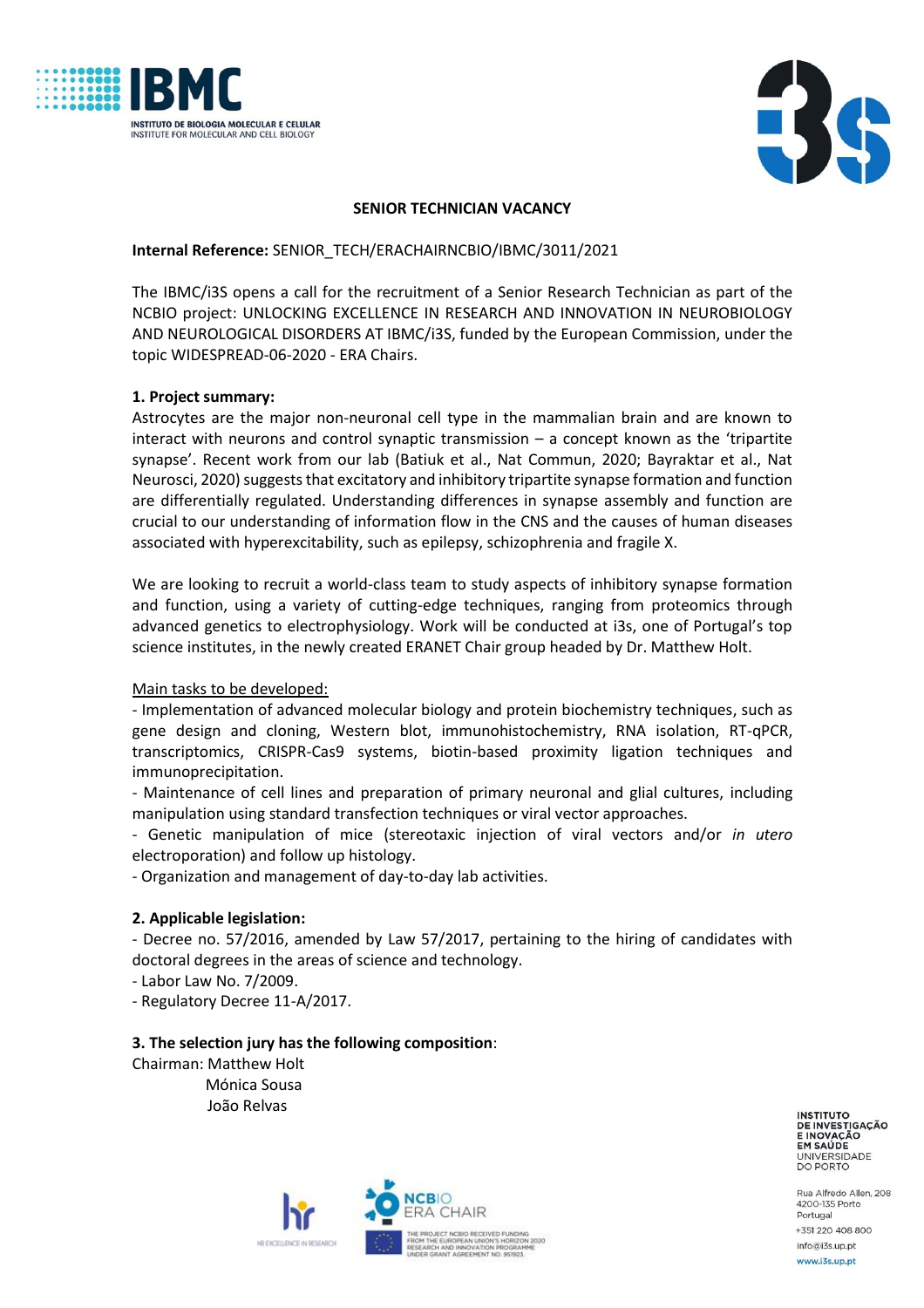**SENIOR TECHNICIAN VACANCY**

**Internal Reference:** SENIOR_TECH/ERACHAIRNCBIO/IBMC/3011/2021

The IBMC/i3S opens a call for the recruitment of a Senior Research Technician as part of the NCBIO project: UNLOCKING EXCELLENCE IN RESEARCH AND INNOVATION IN NEUROBIOLOGY AND NEUROLOGICAL DISORDERS AT IBMC/i3S, funded by the European Commission, under the topic WIDESPREAD-06-2020 - ERA Chairs.

**1. Project summary:**

Astrocytes are the major non-neuronal cell type in the mammalian brain and are known to interact with neurons and control synaptic transmission – a concept known as the 'tripartite synapse'. Recent work from our lab (Batiuk et al., Nat Commun, 2020; Bayraktar et al., Nat Neurosci, 2020) suggests that excitatory and inhibitory tripartite synapse formation and function are differentially regulated. Understanding differences in synapse assembly and function are crucial to our understanding of information flow in the CNS and the causes of human diseases associated with hyperexcitability, such as epilepsy, schizophrenia and fragile X.

We are looking to recruit a world-class team to study aspects of inhibitory synapse formation and function, using a variety of cutting-edge techniques, ranging from proteomics through advanced genetics to electrophysiology. Work will be conducted at i3s, one of Portugal's top science institutes, in the newly created ERANET Chair group headed by Dr. Matthew Holt.

Main tasks to be developed:

- Implementation of advanced molecular biology and protein biochemistry techniques, such as gene design and cloning, Western blot, immunohistochemistry, RNA isolation, RT-qPCR, transcriptomics, CRISPR-Cas9 systems, biotin-based proximity ligation techniques and immunoprecipitation.
- Maintenance of cell lines and preparation of primary neuronal and glial cultures, including manipulation using standard transfection techniques or viral vector approaches.
- Genetic manipulation of mice (stereotaxic injection of viral vectors and/or *in utero* electroporation) and follow up histology.
- Organization and management of day-to-day lab activities.

**2. Applicable legislation:**

- Decree no. 57/2016, amended by Law 57/2017, pertaining to the hiring of candidates with doctoral degrees in the areas of science and technology.
- Labor Law No. 7/2009.
- Regulatory Decree 11-A/2017.

**3. The selection jury has the following composition**:

Chairman: Matthew Holt
Mónica Sousa
João Relvas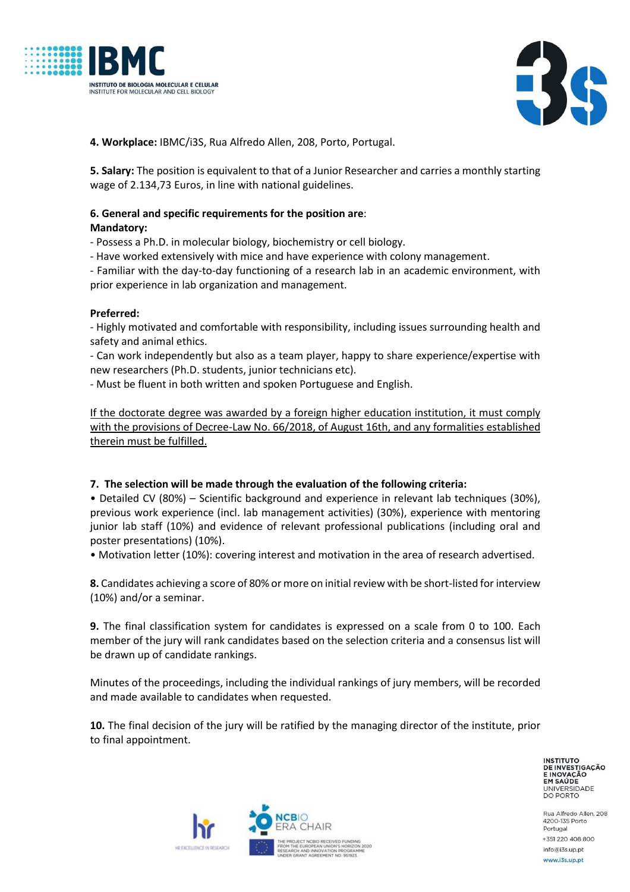**4. Workplace:** IBMC/i3S, Rua Alfredo Allen, 208, Porto, Portugal.

**5. Salary:** The position is equivalent to that of a Junior Researcher and carries a monthly starting wage of 2.134,73 Euros, in line with national guidelines.

**6. General and specific requirements for the position are**:

**Mandatory:**

- Possess a Ph.D. in molecular biology, biochemistry or cell biology.
- Have worked extensively with mice and have experience with colony management.
- Familiar with the day-to-day functioning of a research lab in an academic environment, with prior experience in lab organization and management.

**Preferred:**

- Highly motivated and comfortable with responsibility, including issues surrounding health and safety and animal ethics.
- Can work independently but also as a team player, happy to share experience/expertise with new researchers (Ph.D. students, junior technicians etc).
- Must be fluent in both written and spoken Portuguese and English.

If the doctorate degree was awarded by a foreign higher education institution, it must comply with the provisions of Decree-Law No. 66/2018, of August 16th, and any formalities established therein must be fulfilled.

**7. The selection will be made through the evaluation of the following criteria:**

- Detailed CV (80%) – Scientific background and experience in relevant lab techniques (30%), previous work experience (incl. lab management activities) (30%), experience with mentoring junior lab staff (10%) and evidence of relevant professional publications (including oral and poster presentations) (10%).
- Motivation letter (10%): covering interest and motivation in the area of research advertised.

**8.** Candidates achieving a score of 80% or more on initial review with be short-listed for interview (10%) and/or a seminar.

**9.** The final classification system for candidates is expressed on a scale from 0 to 100. Each member of the jury will rank candidates based on the selection criteria and a consensus list will be drawn up of candidate rankings.

Minutes of the proceedings, including the individual rankings of jury members, will be recorded and made available to candidates when requested.

**10.** The final decision of the jury will be ratified by the managing director of the institute, prior to final appointment.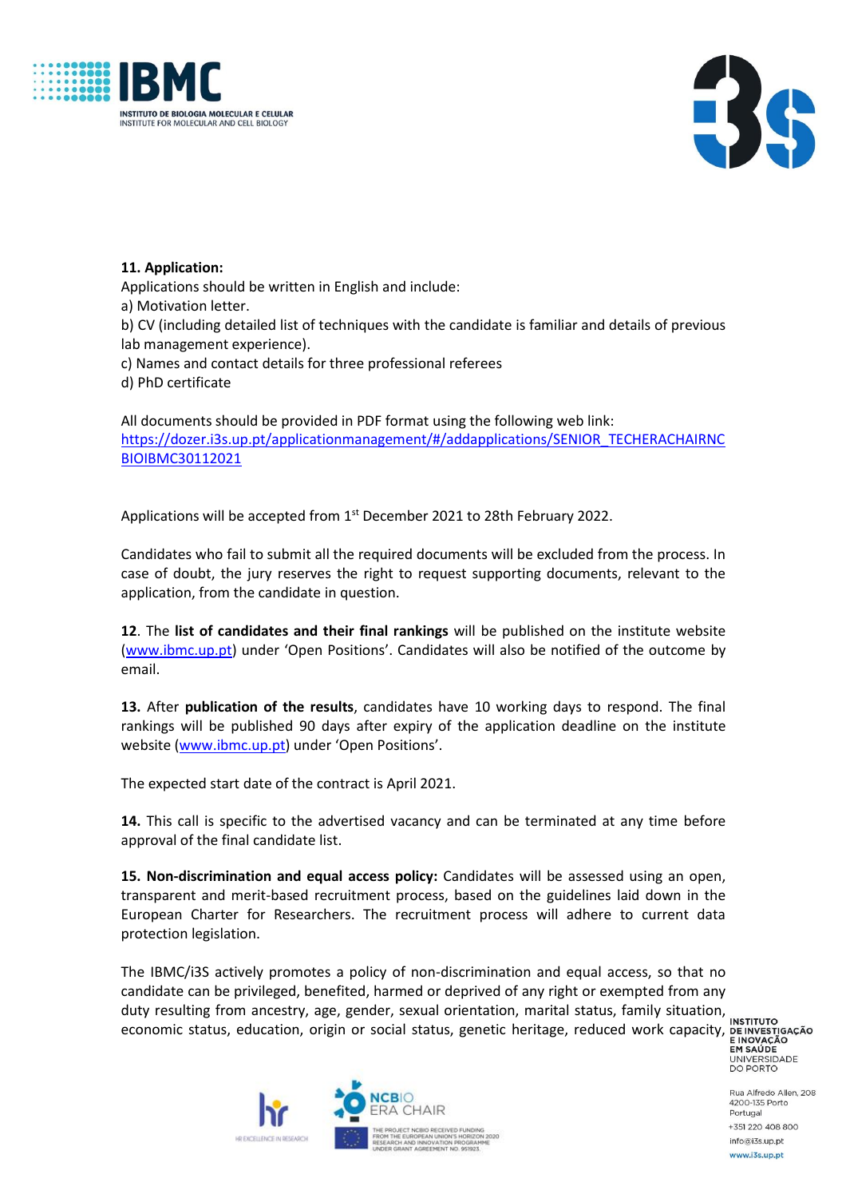**11. Application:**
Applications should be written in English and include:
a) Motivation letter.
b) CV (including detailed list of techniques with the candidate is familiar and details of previous lab management experience).
c) Names and contact details for three professional referees
d) PhD certificate

All documents should be provided in PDF format using the following web link: [https://dozer.i3s.up.pt/applicationmanagement/#/addapplications/SENIOR_TECHERACHAIRNCBIOIBMC30112021](https://dozer.i3s.up.pt/applicationmanagement/#/addapplications/SENIOR_TECHERACHAIRNCBIOIBMC30112021)

Applications will be accepted from 1st December 2021 to 28th February 2022.

Candidates who fail to submit all the required documents will be excluded from the process. In case of doubt, the jury reserves the right to request supporting documents, relevant to the application, from the candidate in question.

**12**. The **list of candidates and their final rankings** will be published on the institute website ([www.ibmc.up.pt](http://www.ibmc.up.pt)) under 'Open Positions'. Candidates will also be notified of the outcome by email.

**13.** After **publication of the results**, candidates have 10 working days to respond. The final rankings will be published 90 days after expiry of the application deadline on the institute website ([www.ibmc.up.pt](http://www.ibmc.up.pt)) under 'Open Positions'.

The expected start date of the contract is April 2021.

**14.** This call is specific to the advertised vacancy and can be terminated at any time before approval of the final candidate list.

**15. Non-discrimination and equal access policy:** Candidates will be assessed using an open, transparent and merit-based recruitment process, based on the guidelines laid down in the European Charter for Researchers. The recruitment process will adhere to current data protection legislation.

The IBMC/i3S actively promotes a policy of non-discrimination and equal access, so that no candidate can be privileged, benefited, harmed or deprived of any right or exempted from any duty resulting from ancestry, age, gender, sexual orientation, marital status, family situation, economic status, education, origin or social status, genetic heritage, reduced work capacity,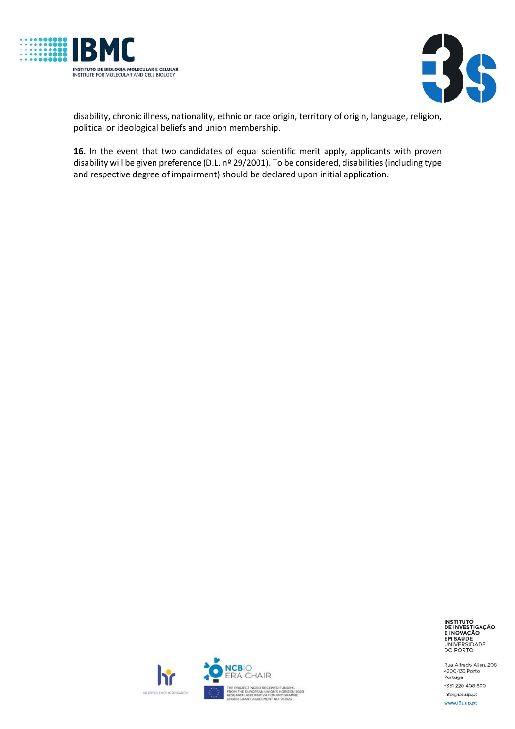disability, chronic illness, nationality, ethnic or race origin, territory of origin, language, religion, political or ideological beliefs and union membership.

**16.** In the event that two candidates of equal scientific merit apply, applicants with proven disability will be given preference (D.L. nº 29/2001). To be considered, disabilities (including type and respective degree of impairment) should be declared upon initial application.